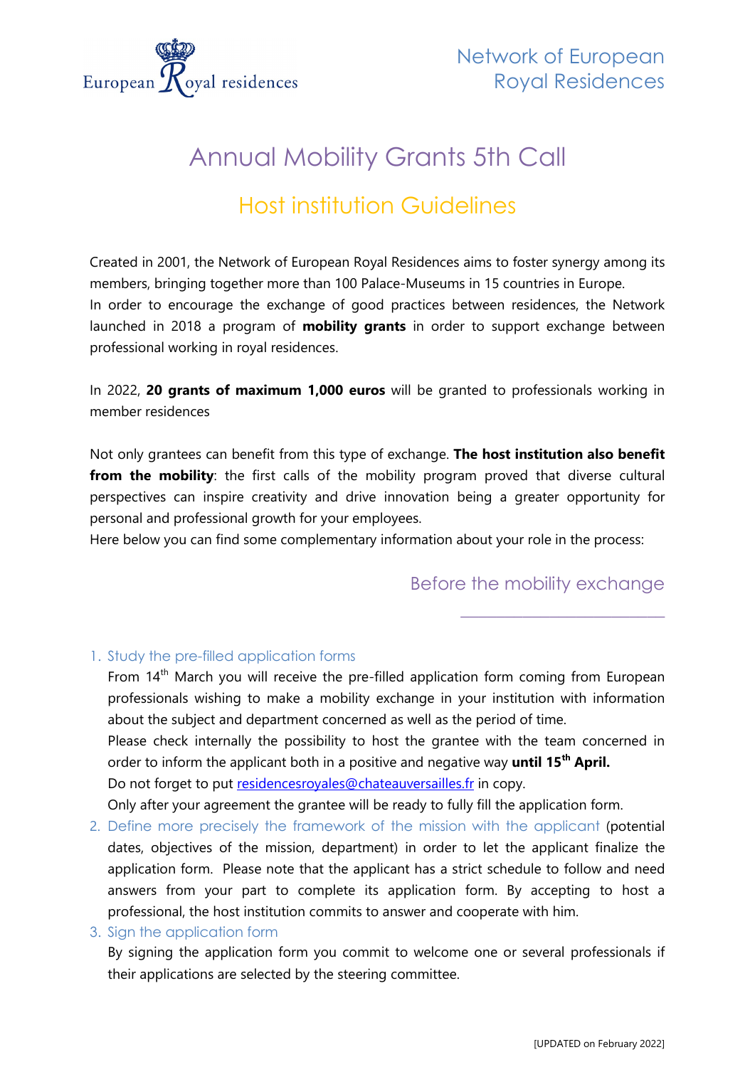Network of European Royal Residences

# Annual Mobility Grants 5th Call

## Host institution Guidelines

Created in 2001, the Network of European Royal Residences aims to foster synergy among its members, bringing together more than 100 Palace-Museums in 15 countries in Europe.
In order to encourage the exchange of good practices between residences, the Network launched in 2018 a program of **mobility grants** in order to support exchange between professional working in royal residences.

In 2022, **20 grants of maximum 1,000 euros** will be granted to professionals working in member residences

Not only grantees can benefit from this type of exchange. **The host institution also benefit from the mobility**: the first calls of the mobility program proved that diverse cultural perspectives can inspire creativity and drive innovation being a greater opportunity for personal and professional growth for your employees.
Here below you can find some complementary information about your role in the process:

### Before the mobility exchange

1. Study the pre-filled application forms
   From 14th March you will receive the pre-filled application form coming from European professionals wishing to make a mobility exchange in your institution with information about the subject and department concerned as well as the period of time.
   Please check internally the possibility to host the grantee with the team concerned in order to inform the applicant both in a positive and negative way **until 15th April.**
   Do not forget to put residencesroyales@chateauversailles.fr in copy.
   Only after your agreement the grantee will be ready to fully fill the application form.
2. Define more precisely the framework of the mission with the applicant (potential dates, objectives of the mission, department) in order to let the applicant finalize the application form. Please note that the applicant has a strict schedule to follow and need answers from your part to complete its application form. By accepting to host a professional, the host institution commits to answer and cooperate with him.
3. Sign the application form
   By signing the application form you commit to welcome one or several professionals if their applications are selected by the steering committee.

[UPDATED on February 2022]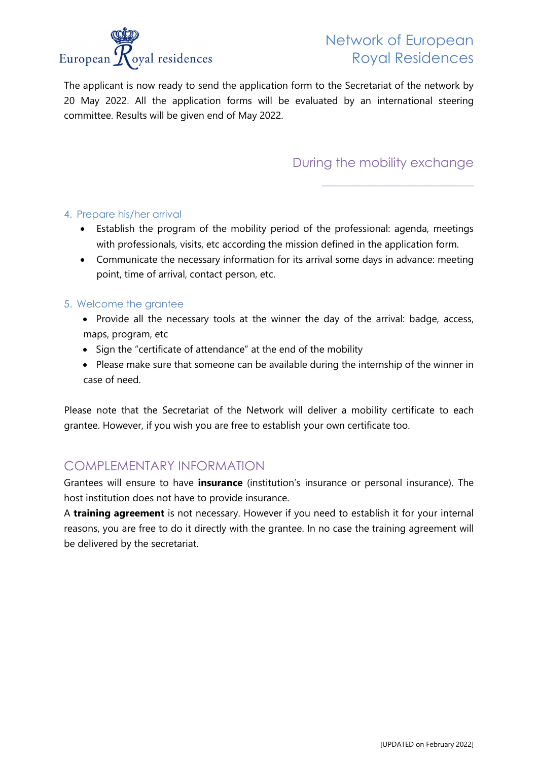The applicant is now ready to send the application form to the Secretariat of the network by 20 May 2022. All the application forms will be evaluated by an international steering committee. Results will be given end of May 2022.

## During the mobility exchange

### 4. Prepare his/her arrival

- Establish the program of the mobility period of the professional: agenda, meetings with professionals, visits, etc according the mission defined in the application form.
- Communicate the necessary information for its arrival some days in advance: meeting point, time of arrival, contact person, etc.

### 5. Welcome the grantee

- Provide all the necessary tools at the winner the day of the arrival: badge, access, maps, program, etc
- Sign the "certificate of attendance" at the end of the mobility
- Please make sure that someone can be available during the internship of the winner in case of need.

Please note that the Secretariat of the Network will deliver a mobility certificate to each grantee. However, if you wish you are free to establish your own certificate too.

## COMPLEMENTARY INFORMATION

Grantees will ensure to have **insurance** (institution's insurance or personal insurance). The host institution does not have to provide insurance.

A **training agreement** is not necessary. However if you need to establish it for your internal reasons, you are free to do it directly with the grantee. In no case the training agreement will be delivered by the secretariat.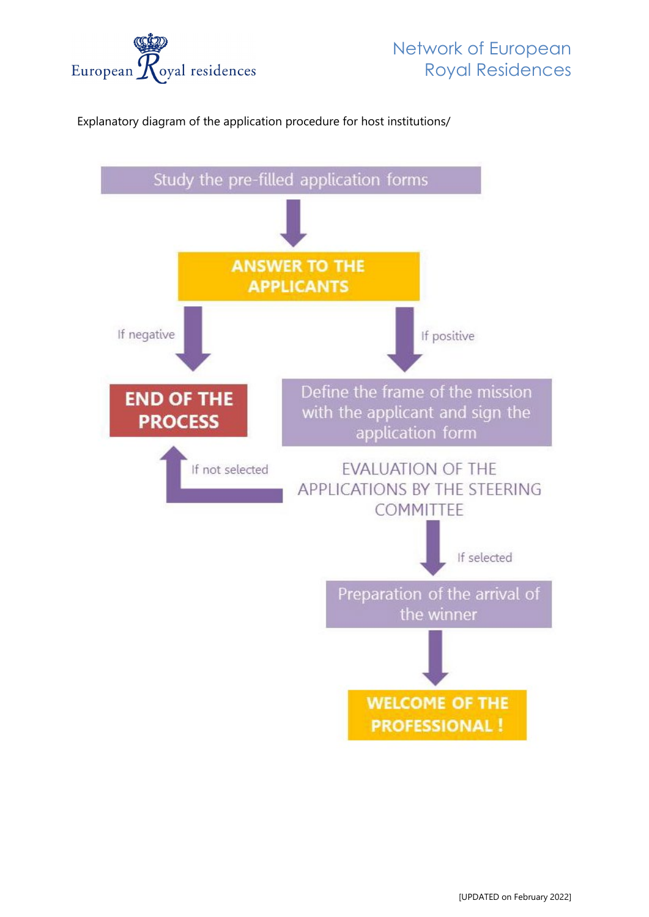Explanatory diagram of the application procedure for host institutions/

Study the pre-filled application forms

ANSWER TO THE APPLICANTS

If negative

END OF THE PROCESS

If positive

Define the frame of the mission with the applicant and sign the application form

If not selected

EVALUATION OF THE APPLICATIONS BY THE STEERING COMMITTEE

If selected

Preparation of the arrival of the winner

WELCOME OF THE PROFESSIONAL !

[UPDATED on February 2022]